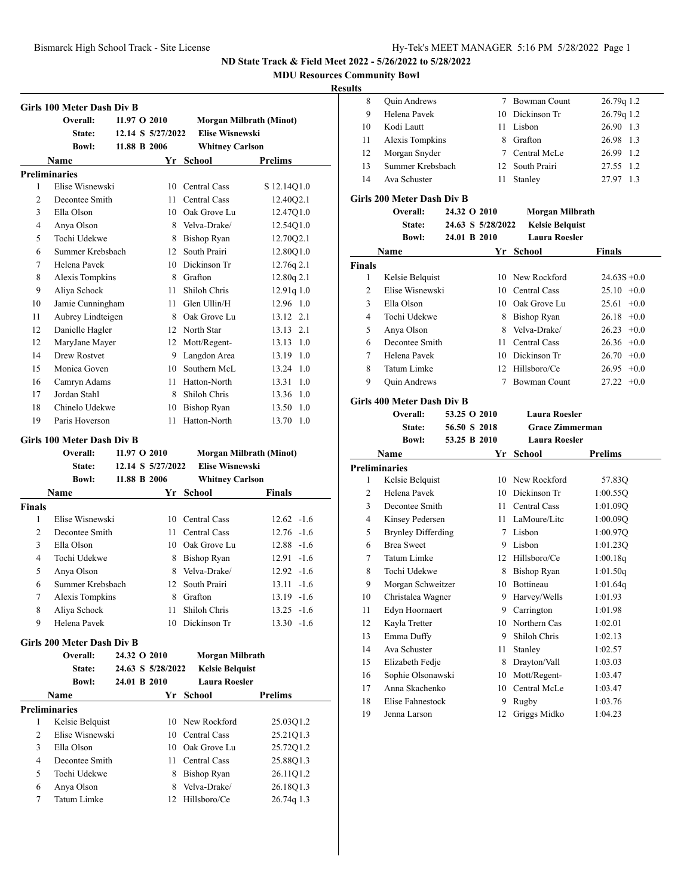ND State Track & Field Meet 2022 - 5/26/2022 to 5/28/2022

MDU Resources Community Bowl

Results

### Girls 100 Meter Dash Div B

| | | | | |
|---|---|---|---|---|
| Overall: | 11.97 O 2010 | Morgan Milbrath (Minot) | | |
| State: | 12.14 S 5/27/2022 | Elise Wisnewski | | |
| Bowl: | 11.88 B 2006 | Whitney Carlson | | |

| | Name | Yr | School | Prelims |
|---|---|---|---|---|
| **Preliminaries** | | | | |
| 1 | Elise Wisnewski | 10 | Central Cass | S 12.14Q1.0 |
| 2 | Decontee Smith | 11 | Central Cass | 12.40Q2.1 |
| 3 | Ella Olson | 10 | Oak Grove Lu | 12.47Q1.0 |
| 4 | Anya Olson | 8 | Velva-Drake/ | 12.54Q1.0 |
| 5 | Tochi Udekwe | 8 | Bishop Ryan | 12.70Q2.1 |
| 6 | Summer Krebsbach | 12 | South Prairi | 12.80Q1.0 |
| 7 | Helena Pavek | 10 | Dickinson Tr | 12.76q 2.1 |
| 8 | Alexis Tompkins | 8 | Grafton | 12.80q 2.1 |
| 9 | Aliya Schock | 11 | Shiloh Chris | 12.91q 1.0 |
| 10 | Jamie Cunningham | 11 | Glen Ullin/H | 12.96 1.0 |
| 11 | Aubrey Lindteigen | 8 | Oak Grove Lu | 13.12 2.1 |
| 12 | Danielle Hagler | 12 | North Star | 13.13 2.1 |
| 12 | MaryJane Mayer | 12 | Mott/Regent- | 13.13 1.0 |
| 14 | Drew Rostvet | 9 | Langdon Area | 13.19 1.0 |
| 15 | Monica Goven | 10 | Southern McL | 13.24 1.0 |
| 16 | Camryn Adams | 11 | Hatton-North | 13.31 1.0 |
| 17 | Jordan Stahl | 8 | Shiloh Chris | 13.36 1.0 |
| 18 | Chinelo Udekwe | 10 | Bishop Ryan | 13.50 1.0 |
| 19 | Paris Hoverson | 11 | Hatton-North | 13.70 1.0 |

### Girls 100 Meter Dash Div B

| | | | | |
|---|---|---|---|---|
| Overall: | 11.97 O 2010 | Morgan Milbrath (Minot) | | |
| State: | 12.14 S 5/27/2022 | Elise Wisnewski | | |
| Bowl: | 11.88 B 2006 | Whitney Carlson | | |

| | Name | Yr | School | Finals |
|---|---|---|---|---|
| **Finals** | | | | |
| 1 | Elise Wisnewski | 10 | Central Cass | 12.62 -1.6 |
| 2 | Decontee Smith | 11 | Central Cass | 12.76 -1.6 |
| 3 | Ella Olson | 10 | Oak Grove Lu | 12.88 -1.6 |
| 4 | Tochi Udekwe | 8 | Bishop Ryan | 12.91 -1.6 |
| 5 | Anya Olson | 8 | Velva-Drake/ | 12.92 -1.6 |
| 6 | Summer Krebsbach | 12 | South Prairi | 13.11 -1.6 |
| 7 | Alexis Tompkins | 8 | Grafton | 13.19 -1.6 |
| 8 | Aliya Schock | 11 | Shiloh Chris | 13.25 -1.6 |
| 9 | Helena Pavek | 10 | Dickinson Tr | 13.30 -1.6 |

### Girls 200 Meter Dash Div B

| | | | | |
|---|---|---|---|---|
| Overall: | 24.32 O 2010 | Morgan Milbrath | | |
| State: | 24.63 S 5/28/2022 | Kelsie Belquist | | |
| Bowl: | 24.01 B 2010 | Laura Roesler | | |

| | Name | Yr | School | Prelims |
|---|---|---|---|---|
| **Preliminaries** | | | | |
| 1 | Kelsie Belquist | 10 | New Rockford | 25.03Q1.2 |
| 2 | Elise Wisnewski | 10 | Central Cass | 25.21Q1.3 |
| 3 | Ella Olson | 10 | Oak Grove Lu | 25.72Q1.2 |
| 4 | Decontee Smith | 11 | Central Cass | 25.88Q1.3 |
| 5 | Tochi Udekwe | 8 | Bishop Ryan | 26.11Q1.2 |
| 6 | Anya Olson | 8 | Velva-Drake/ | 26.18Q1.3 |
| 7 | Tatum Limke | 12 | Hillsboro/Ce | 26.74q 1.3 |
| 8 | Quin Andrews | 7 | Bowman Count | 26.79q 1.2 |
| 9 | Helena Pavek | 10 | Dickinson Tr | 26.79q 1.2 |
| 10 | Kodi Lautt | 11 | Lisbon | 26.90 1.3 |
| 11 | Alexis Tompkins | 8 | Grafton | 26.98 1.3 |
| 12 | Morgan Snyder | 7 | Central McLe | 26.99 1.2 |
| 13 | Summer Krebsbach | 12 | South Prairi | 27.55 1.2 |
| 14 | Ava Schuster | 11 | Stanley | 27.97 1.3 |

### Girls 200 Meter Dash Div B

| | | | | |
|---|---|---|---|---|
| Overall: | 24.32 O 2010 | Morgan Milbrath | | |
| State: | 24.63 S 5/28/2022 | Kelsie Belquist | | |
| Bowl: | 24.01 B 2010 | Laura Roesler | | |

| | Name | Yr | School | Finals |
|---|---|---|---|---|
| **Finals** | | | | |
| 1 | Kelsie Belquist | 10 | New Rockford | 24.63S +0.0 |
| 2 | Elise Wisnewski | 10 | Central Cass | 25.10 +0.0 |
| 3 | Ella Olson | 10 | Oak Grove Lu | 25.61 +0.0 |
| 4 | Tochi Udekwe | 8 | Bishop Ryan | 26.18 +0.0 |
| 5 | Anya Olson | 8 | Velva-Drake/ | 26.23 +0.0 |
| 6 | Decontee Smith | 11 | Central Cass | 26.36 +0.0 |
| 7 | Helena Pavek | 10 | Dickinson Tr | 26.70 +0.0 |
| 8 | Tatum Limke | 12 | Hillsboro/Ce | 26.95 +0.0 |
| 9 | Quin Andrews | 7 | Bowman Count | 27.22 +0.0 |

### Girls 400 Meter Dash Div B

| | | | | |
|---|---|---|---|---|
| Overall: | 53.25 O 2010 | Laura Roesler | | |
| State: | 56.50 S 2018 | Grace Zimmerman | | |
| Bowl: | 53.25 B 2010 | Laura Roesler | | |

| | Name | Yr | School | Prelims |
|---|---|---|---|---|
| **Preliminaries** | | | | |
| 1 | Kelsie Belquist | 10 | New Rockford | 57.83Q |
| 2 | Helena Pavek | 10 | Dickinson Tr | 1:00.55Q |
| 3 | Decontee Smith | 11 | Central Cass | 1:01.09Q |
| 4 | Kinsey Pedersen | 11 | LaMoure/Litc | 1:00.09Q |
| 5 | Brynley Differding | 7 | Lisbon | 1:00.97Q |
| 6 | Brea Sweet | 9 | Lisbon | 1:01.23Q |
| 7 | Tatum Limke | 12 | Hillsboro/Ce | 1:00.18q |
| 8 | Tochi Udekwe | 8 | Bishop Ryan | 1:01.50q |
| 9 | Morgan Schweitzer | 10 | Bottineau | 1:01.64q |
| 10 | Christalea Wagner | 9 | Harvey/Wells | 1:01.93 |
| 11 | Edyn Hoornaert | 9 | Carrington | 1:01.98 |
| 12 | Kayla Tretter | 10 | Northern Cas | 1:02.01 |
| 13 | Emma Duffy | 9 | Shiloh Chris | 1:02.13 |
| 14 | Ava Schuster | 11 | Stanley | 1:02.57 |
| 15 | Elizabeth Fedje | 8 | Drayton/Vall | 1:03.03 |
| 16 | Sophie Olsonawski | 10 | Mott/Regent- | 1:03.47 |
| 17 | Anna Skachenko | 10 | Central McLe | 1:03.47 |
| 18 | Elise Fahnestock | 9 | Rugby | 1:03.76 |
| 19 | Jenna Larson | 12 | Griggs Midko | 1:04.23 |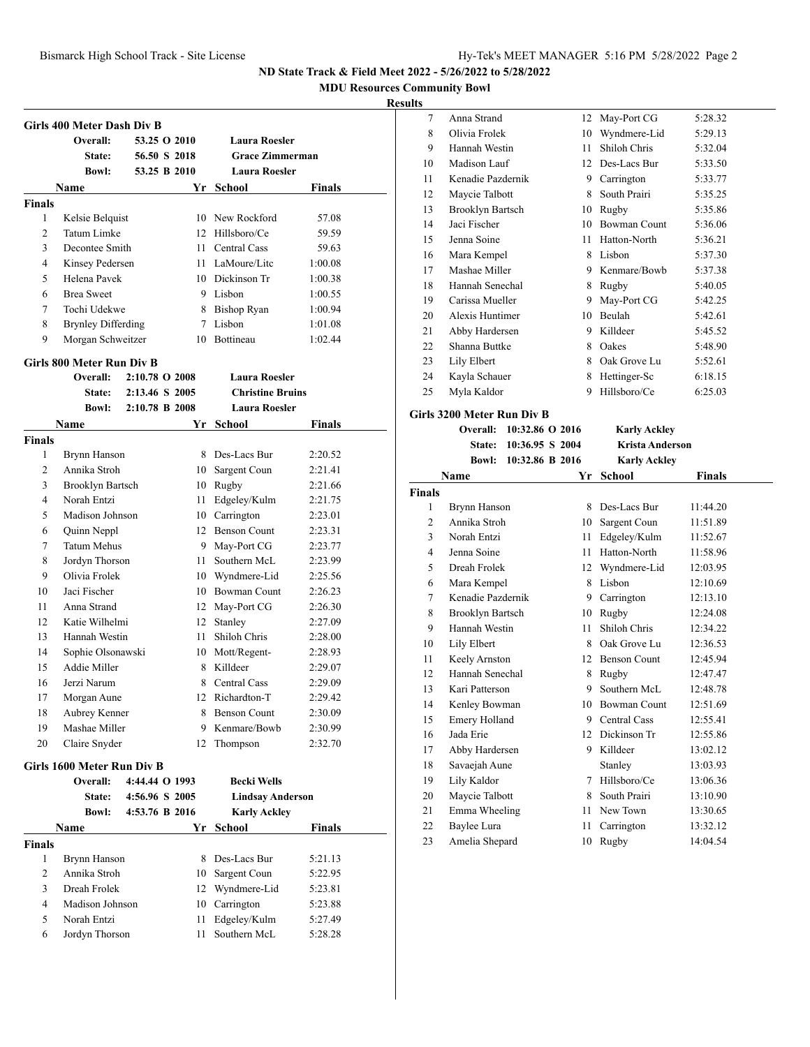ND State Track & Field Meet 2022 - 5/26/2022 to 5/28/2022

MDU Resources Community Bowl

Results

## Girls 400 Meter Dash Div B

| | | | |
|---|---|---|---|
| Overall: | 53.25 O 2010 | | Laura Roesler |
| State: | 56.50 S 2018 | | Grace Zimmerman |
| Bowl: | 53.25 B 2010 | | Laura Roesler |

| | Name | Yr | School | Finals |
|---|---|---|---|---|
| **Finals** | | | | |
| 1 | Kelsie Belquist | 10 | New Rockford | 57.08 |
| 2 | Tatum Limke | 12 | Hillsboro/Ce | 59.59 |
| 3 | Decontee Smith | 11 | Central Cass | 59.63 |
| 4 | Kinsey Pedersen | 11 | LaMoure/Litc | 1:00.08 |
| 5 | Helena Pavek | 10 | Dickinson Tr | 1:00.38 |
| 6 | Brea Sweet | 9 | Lisbon | 1:00.55 |
| 7 | Tochi Udekwe | 8 | Bishop Ryan | 1:00.94 |
| 8 | Brynley Differding | 7 | Lisbon | 1:01.08 |
| 9 | Morgan Schweitzer | 10 | Bottineau | 1:02.44 |

## Girls 800 Meter Run Div B

| | | | |
|---|---|---|---|
| Overall: | 2:10.78 O 2008 | | Laura Roesler |
| State: | 2:13.46 S 2005 | | Christine Bruins |
| Bowl: | 2:10.78 B 2008 | | Laura Roesler |

| | Name | Yr | School | Finals |
|---|---|---|---|---|
| **Finals** | | | | |
| 1 | Brynn Hanson | 8 | Des-Lacs Bur | 2:20.52 |
| 2 | Annika Stroh | 10 | Sargent Coun | 2:21.41 |
| 3 | Brooklyn Bartsch | 10 | Rugby | 2:21.66 |
| 4 | Norah Entzi | 11 | Edgeley/Kulm | 2:21.75 |
| 5 | Madison Johnson | 10 | Carrington | 2:23.01 |
| 6 | Quinn Neppl | 12 | Benson Count | 2:23.31 |
| 7 | Tatum Mehus | 9 | May-Port CG | 2:23.77 |
| 8 | Jordyn Thorson | 11 | Southern McL | 2:23.99 |
| 9 | Olivia Frolek | 10 | Wyndmere-Lid | 2:25.56 |
| 10 | Jaci Fischer | 10 | Bowman Count | 2:26.23 |
| 11 | Anna Strand | 12 | May-Port CG | 2:26.30 |
| 12 | Katie Wilhelmi | 12 | Stanley | 2:27.09 |
| 13 | Hannah Westin | 11 | Shiloh Chris | 2:28.00 |
| 14 | Sophie Olsonawski | 10 | Mott/Regent- | 2:28.93 |
| 15 | Addie Miller | 8 | Killdeer | 2:29.07 |
| 16 | Jerzi Narum | 8 | Central Cass | 2:29.09 |
| 17 | Morgan Aune | 12 | Richardton-T | 2:29.42 |
| 18 | Aubrey Kenner | 8 | Benson Count | 2:30.09 |
| 19 | Mashae Miller | 9 | Kenmare/Bowb | 2:30.99 |
| 20 | Claire Snyder | 12 | Thompson | 2:32.70 |

## Girls 1600 Meter Run Div B

| | | | |
|---|---|---|---|
| Overall: | 4:44.44 O 1993 | | Becki Wells |
| State: | 4:56.96 S 2005 | | Lindsay Anderson |
| Bowl: | 4:53.76 B 2016 | | Karly Ackley |

| | Name | Yr | School | Finals |
|---|---|---|---|---|
| **Finals** | | | | |
| 1 | Brynn Hanson | 8 | Des-Lacs Bur | 5:21.13 |
| 2 | Annika Stroh | 10 | Sargent Coun | 5:22.95 |
| 3 | Dreah Frolek | 12 | Wyndmere-Lid | 5:23.81 |
| 4 | Madison Johnson | 10 | Carrington | 5:23.88 |
| 5 | Norah Entzi | 11 | Edgeley/Kulm | 5:27.49 |
| 6 | Jordyn Thorson | 11 | Southern McL | 5:28.28 |
| 7 | Anna Strand | 12 | May-Port CG | 5:28.32 |
| 8 | Olivia Frolek | 10 | Wyndmere-Lid | 5:29.13 |
| 9 | Hannah Westin | 11 | Shiloh Chris | 5:32.04 |
| 10 | Madison Lauf | 12 | Des-Lacs Bur | 5:33.50 |
| 11 | Kenadie Pazdernik | 9 | Carrington | 5:33.77 |
| 12 | Maycie Talbott | 8 | South Prairi | 5:35.25 |
| 13 | Brooklyn Bartsch | 10 | Rugby | 5:35.86 |
| 14 | Jaci Fischer | 10 | Bowman Count | 5:36.06 |
| 15 | Jenna Soine | 11 | Hatton-North | 5:36.21 |
| 16 | Mara Kempel | 8 | Lisbon | 5:37.30 |
| 17 | Mashae Miller | 9 | Kenmare/Bowb | 5:37.38 |
| 18 | Hannah Senechal | 8 | Rugby | 5:40.05 |
| 19 | Carissa Mueller | 9 | May-Port CG | 5:42.25 |
| 20 | Alexis Huntimer | 10 | Beulah | 5:42.61 |
| 21 | Abby Hardersen | 9 | Killdeer | 5:45.52 |
| 22 | Shanna Buttke | 8 | Oakes | 5:48.90 |
| 23 | Lily Elbert | 8 | Oak Grove Lu | 5:52.61 |
| 24 | Kayla Schauer | 8 | Hettinger-Sc | 6:18.15 |
| 25 | Myla Kaldor | 9 | Hillsboro/Ce | 6:25.03 |

## Girls 3200 Meter Run Div B

| | | | |
|---|---|---|---|
| Overall: | 10:32.86 O 2016 | | Karly Ackley |
| State: | 10:36.95 S 2004 | | Krista Anderson |
| Bowl: | 10:32.86 B 2016 | | Karly Ackley |

| | Name | Yr | School | Finals |
|---|---|---|---|---|
| **Finals** | | | | |
| 1 | Brynn Hanson | 8 | Des-Lacs Bur | 11:44.20 |
| 2 | Annika Stroh | 10 | Sargent Coun | 11:51.89 |
| 3 | Norah Entzi | 11 | Edgeley/Kulm | 11:52.67 |
| 4 | Jenna Soine | 11 | Hatton-North | 11:58.96 |
| 5 | Dreah Frolek | 12 | Wyndmere-Lid | 12:03.95 |
| 6 | Mara Kempel | 8 | Lisbon | 12:10.69 |
| 7 | Kenadie Pazdernik | 9 | Carrington | 12:13.10 |
| 8 | Brooklyn Bartsch | 10 | Rugby | 12:24.08 |
| 9 | Hannah Westin | 11 | Shiloh Chris | 12:34.22 |
| 10 | Lily Elbert | 8 | Oak Grove Lu | 12:36.53 |
| 11 | Keely Arnston | 12 | Benson Count | 12:45.94 |
| 12 | Hannah Senechal | 8 | Rugby | 12:47.47 |
| 13 | Kari Patterson | 9 | Southern McL | 12:48.78 |
| 14 | Kenley Bowman | 10 | Bowman Count | 12:51.69 |
| 15 | Emery Holland | 9 | Central Cass | 12:55.41 |
| 16 | Jada Erie | 12 | Dickinson Tr | 12:55.86 |
| 17 | Abby Hardersen | 9 | Killdeer | 13:02.12 |
| 18 | Savaejah Aune | | Stanley | 13:03.93 |
| 19 | Lily Kaldor | 7 | Hillsboro/Ce | 13:06.36 |
| 20 | Maycie Talbott | 8 | South Prairi | 13:10.90 |
| 21 | Emma Wheeling | 11 | New Town | 13:30.65 |
| 22 | Baylee Lura | 11 | Carrington | 13:32.12 |
| 23 | Amelia Shepard | 10 | Rugby | 14:04.54 |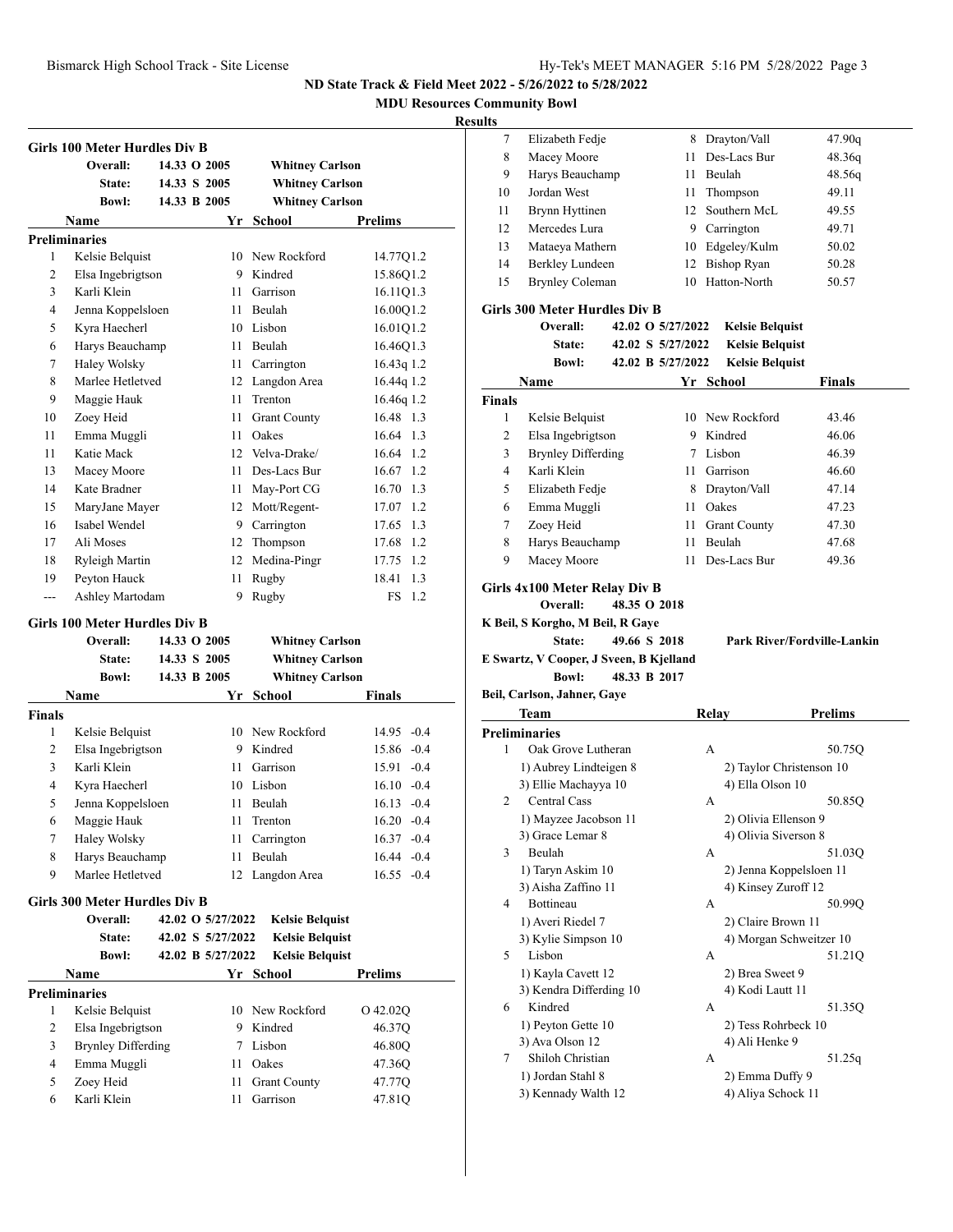**ND State Track & Field Meet 2022 - 5/26/2022 to 5/28/2022**

**MDU Resources Community Bowl**

**Results**

### Girls 100 Meter Hurdles Div B

| | | | |
|---|---|---|---|
| Overall: | 14.33 O 2005 | Whitney Carlson | |
| State: | 14.33 S 2005 | Whitney Carlson | |
| Bowl: | 14.33 B 2005 | Whitney Carlson | |

| | Name | Yr | School | Prelims |
|---|---|---|---|---|
| **Preliminaries** | | | | |
| 1 | Kelsie Belquist | 10 | New Rockford | 14.77Q1.2 |
| 2 | Elsa Ingebrigtson | 9 | Kindred | 15.86Q1.2 |
| 3 | Karli Klein | 11 | Garrison | 16.11Q1.3 |
| 4 | Jenna Koppelsloen | 11 | Beulah | 16.00Q1.2 |
| 5 | Kyra Haecherl | 10 | Lisbon | 16.01Q1.2 |
| 6 | Harys Beauchamp | 11 | Beulah | 16.46Q1.3 |
| 7 | Haley Wolsky | 11 | Carrington | 16.43q 1.2 |
| 8 | Marlee Hetletved | 12 | Langdon Area | 16.44q 1.2 |
| 9 | Maggie Hauk | 11 | Trenton | 16.46q 1.2 |
| 10 | Zoey Heid | 11 | Grant County | 16.48 1.3 |
| 11 | Emma Muggli | 11 | Oakes | 16.64 1.3 |
| 11 | Katie Mack | 12 | Velva-Drake/ | 16.64 1.2 |
| 13 | Macey Moore | 11 | Des-Lacs Bur | 16.67 1.2 |
| 14 | Kate Bradner | 11 | May-Port CG | 16.70 1.3 |
| 15 | MaryJane Mayer | 12 | Mott/Regent- | 17.07 1.2 |
| 16 | Isabel Wendel | 9 | Carrington | 17.65 1.3 |
| 17 | Ali Moses | 12 | Thompson | 17.68 1.2 |
| 18 | Ryleigh Martin | 12 | Medina-Pingr | 17.75 1.2 |
| 19 | Peyton Hauck | 11 | Rugby | 18.41 1.3 |
| --- | Ashley Martodam | 9 | Rugby | FS 1.2 |

### Girls 100 Meter Hurdles Div B

| | | | |
|---|---|---|---|
| Overall: | 14.33 O 2005 | Whitney Carlson | |
| State: | 14.33 S 2005 | Whitney Carlson | |
| Bowl: | 14.33 B 2005 | Whitney Carlson | |

| | Name | Yr | School | Finals |
|---|---|---|---|---|
| **Finals** | | | | |
| 1 | Kelsie Belquist | 10 | New Rockford | 14.95 -0.4 |
| 2 | Elsa Ingebrigtson | 9 | Kindred | 15.86 -0.4 |
| 3 | Karli Klein | 11 | Garrison | 15.91 -0.4 |
| 4 | Kyra Haecherl | 10 | Lisbon | 16.10 -0.4 |
| 5 | Jenna Koppelsloen | 11 | Beulah | 16.13 -0.4 |
| 6 | Maggie Hauk | 11 | Trenton | 16.20 -0.4 |
| 7 | Haley Wolsky | 11 | Carrington | 16.37 -0.4 |
| 8 | Harys Beauchamp | 11 | Beulah | 16.44 -0.4 |
| 9 | Marlee Hetletved | 12 | Langdon Area | 16.55 -0.4 |

### Girls 300 Meter Hurdles Div B

| | | | |
|---|---|---|---|
| Overall: | 42.02 O 5/27/2022 | Kelsie Belquist | |
| State: | 42.02 S 5/27/2022 | Kelsie Belquist | |
| Bowl: | 42.02 B 5/27/2022 | Kelsie Belquist | |

| | Name | Yr | School | Prelims |
|---|---|---|---|---|
| **Preliminaries** | | | | |
| 1 | Kelsie Belquist | 10 | New Rockford | O 42.02Q |
| 2 | Elsa Ingebrigtson | 9 | Kindred | 46.37Q |
| 3 | Brynley Differding | 7 | Lisbon | 46.80Q |
| 4 | Emma Muggli | 11 | Oakes | 47.36Q |
| 5 | Zoey Heid | 11 | Grant County | 47.77Q |
| 6 | Karli Klein | 11 | Garrison | 47.81Q |
| 7 | Elizabeth Fedje | 8 | Drayton/Vall | 47.90q |
| 8 | Macey Moore | 11 | Des-Lacs Bur | 48.36q |
| 9 | Harys Beauchamp | 11 | Beulah | 48.56q |
| 10 | Jordan West | 11 | Thompson | 49.11 |
| 11 | Brynn Hyttinen | 12 | Southern McL | 49.55 |
| 12 | Mercedes Lura | 9 | Carrington | 49.71 |
| 13 | Mataeya Mathern | 10 | Edgeley/Kulm | 50.02 |
| 14 | Berkley Lundeen | 12 | Bishop Ryan | 50.28 |
| 15 | Brynley Coleman | 10 | Hatton-North | 50.57 |

### Girls 300 Meter Hurdles Div B

| | | | |
|---|---|---|---|
| Overall: | 42.02 O 5/27/2022 | Kelsie Belquist | |
| State: | 42.02 S 5/27/2022 | Kelsie Belquist | |
| Bowl: | 42.02 B 5/27/2022 | Kelsie Belquist | |

| | Name | Yr | School | Finals |
|---|---|---|---|---|
| **Finals** | | | | |
| 1 | Kelsie Belquist | 10 | New Rockford | 43.46 |
| 2 | Elsa Ingebrigtson | 9 | Kindred | 46.06 |
| 3 | Brynley Differding | 7 | Lisbon | 46.39 |
| 4 | Karli Klein | 11 | Garrison | 46.60 |
| 5 | Elizabeth Fedje | 8 | Drayton/Vall | 47.14 |
| 6 | Emma Muggli | 11 | Oakes | 47.23 |
| 7 | Zoey Heid | 11 | Grant County | 47.30 |
| 8 | Harys Beauchamp | 11 | Beulah | 47.68 |
| 9 | Macey Moore | 11 | Des-Lacs Bur | 49.36 |

### Girls 4x100 Meter Relay Div B

**Overall:** 48.35 O 2018
**K Beil, S Korgho, M Beil, R Gaye**
**State:** 49.66 S 2018 **Park River/Fordville-Lankin**
**E Swartz, V Cooper, J Sveen, B Kjelland**
**Bowl:** 48.33 B 2017
**Beil, Carlson, Jahner, Gaye**

| | Team | Relay | Prelims |
|---|---|---|---|
| **Preliminaries** | | | |
| 1 | Oak Grove Lutheran | A | 50.75Q |
| | 1) Aubrey Lindteigen 8 | 2) Taylor Christenson 10 | |
| | 3) Ellie Machayya 10 | 4) Ella Olson 10 | |
| 2 | Central Cass | A | 50.85Q |
| | 1) Mayzee Jacobson 11 | 2) Olivia Ellenson 9 | |
| | 3) Grace Lemar 8 | 4) Olivia Siverson 8 | |
| 3 | Beulah | A | 51.03Q |
| | 1) Taryn Askim 10 | 2) Jenna Koppelsloen 11 | |
| | 3) Aisha Zaffino 11 | 4) Kinsey Zuroff 12 | |
| 4 | Bottineau | A | 50.99Q |
| | 1) Averi Riedel 7 | 2) Claire Brown 11 | |
| | 3) Kylie Simpson 10 | 4) Morgan Schweitzer 10 | |
| 5 | Lisbon | A | 51.21Q |
| | 1) Kayla Cavett 12 | 2) Brea Sweet 9 | |
| | 3) Kendra Differding 10 | 4) Kodi Lautt 11 | |
| 6 | Kindred | A | 51.35Q |
| | 1) Peyton Gette 10 | 2) Tess Rohrbeck 10 | |
| | 3) Ava Olson 12 | 4) Ali Henke 9 | |
| 7 | Shiloh Christian | A | 51.25q |
| | 1) Jordan Stahl 8 | 2) Emma Duffy 9 | |
| | 3) Kennady Walth 12 | 4) Aliya Schock 11 | |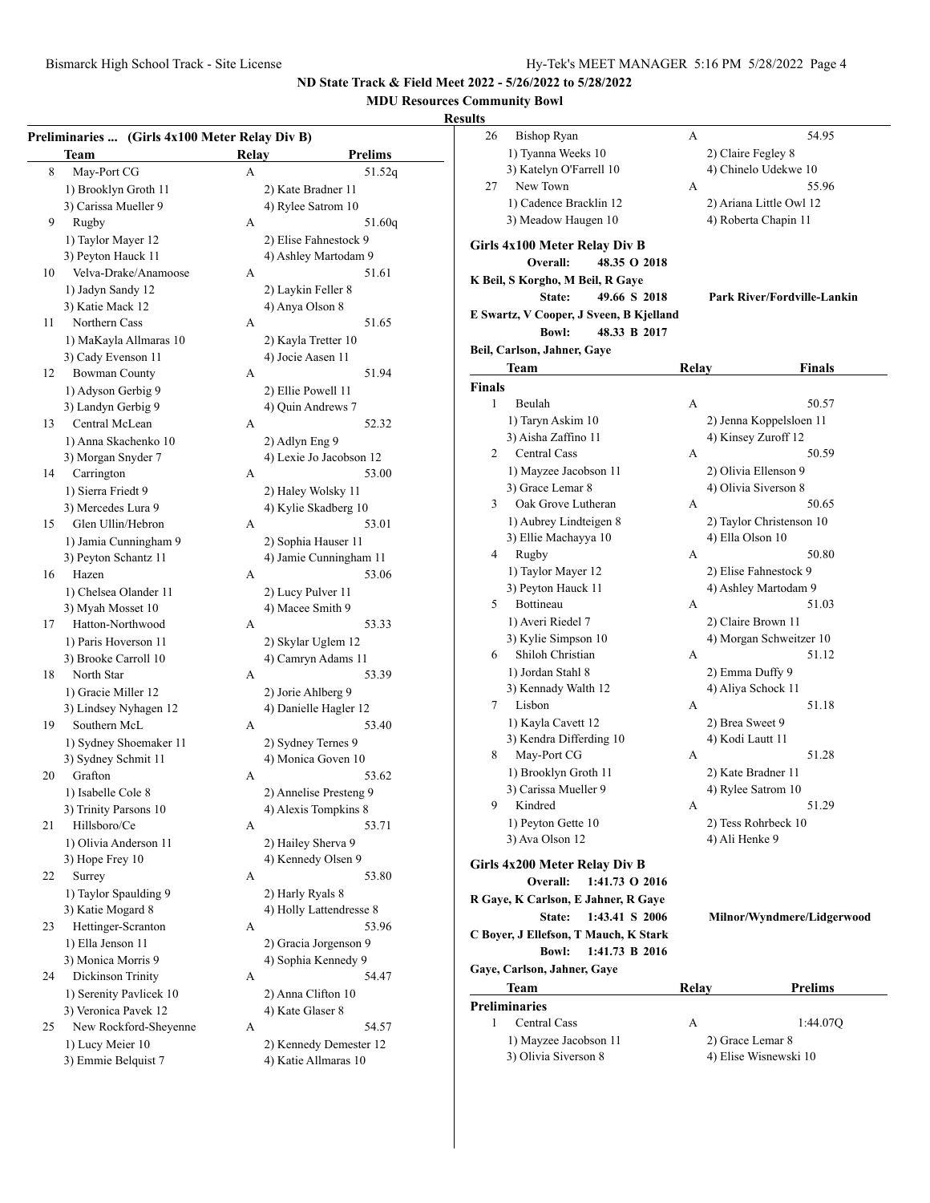## ND State Track & Field Meet 2022 - 5/26/2022 to 5/28/2022

### MDU Resources Community Bowl

**Results**

**Preliminaries ... (Girls 4x100 Meter Relay Div B)**

| | Team | Relay | Prelims |
|---|---|---|---|
| 8 | May-Port CG | A | 51.52q |
| | 1) Brooklyn Groth 11 | 2) Kate Bradner 11 | |
| | 3) Carissa Mueller 9 | 4) Rylee Satrom 10 | |
| 9 | Rugby | A | 51.60q |
| | 1) Taylor Mayer 12 | 2) Elise Fahnestock 9 | |
| | 3) Peyton Hauck 11 | 4) Ashley Martodam 9 | |
| 10 | Velva-Drake/Anamoose | A | 51.61 |
| | 1) Jadyn Sandy 12 | 2) Laykin Feller 8 | |
| | 3) Katie Mack 12 | 4) Anya Olson 8 | |
| 11 | Northern Cass | A | 51.65 |
| | 1) MaKayla Allmaras 10 | 2) Kayla Tretter 10 | |
| | 3) Cady Evenson 11 | 4) Jocie Aasen 11 | |
| 12 | Bowman County | A | 51.94 |
| | 1) Adyson Gerbig 9 | 2) Ellie Powell 11 | |
| | 3) Landyn Gerbig 9 | 4) Quin Andrews 7 | |
| 13 | Central McLean | A | 52.32 |
| | 1) Anna Skachenko 10 | 2) Adlyn Eng 9 | |
| | 3) Morgan Snyder 7 | 4) Lexie Jo Jacobson 12 | |
| 14 | Carrington | A | 53.00 |
| | 1) Sierra Friedt 9 | 2) Haley Wolsky 11 | |
| | 3) Mercedes Lura 9 | 4) Kylie Skadberg 10 | |
| 15 | Glen Ullin/Hebron | A | 53.01 |
| | 1) Jamia Cunningham 9 | 2) Sophia Hauser 11 | |
| | 3) Peyton Schantz 11 | 4) Jamie Cunningham 11 | |
| 16 | Hazen | A | 53.06 |
| | 1) Chelsea Olander 11 | 2) Lucy Pulver 11 | |
| | 3) Myah Mosset 10 | 4) Macee Smith 9 | |
| 17 | Hatton-Northwood | A | 53.33 |
| | 1) Paris Hoverson 11 | 2) Skylar Uglem 12 | |
| | 3) Brooke Carroll 10 | 4) Camryn Adams 11 | |
| 18 | North Star | A | 53.39 |
| | 1) Gracie Miller 12 | 2) Jorie Ahlberg 9 | |
| | 3) Lindsey Nyhagen 12 | 4) Danielle Hagler 12 | |
| 19 | Southern McL | A | 53.40 |
| | 1) Sydney Shoemaker 11 | 2) Sydney Ternes 9 | |
| | 3) Sydney Schmit 11 | 4) Monica Goven 10 | |
| 20 | Grafton | A | 53.62 |
| | 1) Isabelle Cole 8 | 2) Annelise Presteng 9 | |
| | 3) Trinity Parsons 10 | 4) Alexis Tompkins 8 | |
| 21 | Hillsboro/Ce | A | 53.71 |
| | 1) Olivia Anderson 11 | 2) Hailey Sherva 9 | |
| | 3) Hope Frey 10 | 4) Kennedy Olsen 9 | |
| 22 | Surrey | A | 53.80 |
| | 1) Taylor Spaulding 9 | 2) Harly Ryals 8 | |
| | 3) Katie Mogard 8 | 4) Holly Lattendresse 8 | |
| 23 | Hettinger-Scranton | A | 53.96 |
| | 1) Ella Jenson 11 | 2) Gracia Jorgenson 9 | |
| | 3) Monica Morris 9 | 4) Sophia Kennedy 9 | |
| 24 | Dickinson Trinity | A | 54.47 |
| | 1) Serenity Pavlicek 10 | 2) Anna Clifton 10 | |
| | 3) Veronica Pavek 12 | 4) Kate Glaser 8 | |
| 25 | New Rockford-Sheyenne | A | 54.57 |
| | 1) Lucy Meier 10 | 2) Kennedy Demester 12 | |
| | 3) Emmie Belquist 7 | 4) Katie Allmaras 10 | |
| 26 | Bishop Ryan | A | 54.95 |
| | 1) Tyanna Weeks 10 | 2) Claire Fegley 8 | |
| | 3) Katelyn O'Farrell 10 | 4) Chinelo Udekwe 10 | |
| 27 | New Town | A | 55.96 |
| | 1) Cadence Bracklin 12 | 2) Ariana Little Owl 12 | |
| | 3) Meadow Haugen 10 | 4) Roberta Chapin 11 | |

### Girls 4x100 Meter Relay Div B

**Overall:** 48.35 O 2018
K Beil, S Korgho, M Beil, R Gaye
**State:** 49.66 S 2018 Park River/Fordville-Lankin
E Swartz, V Cooper, J Sveen, B Kjelland
**Bowl:** 48.33 B 2017
Beil, Carlson, Jahner, Gaye

**Finals**

| | Team | Relay | Finals |
|---|---|---|---|
| 1 | Beulah | A | 50.57 |
| | 1) Taryn Askim 10 | 2) Jenna Koppelsloen 11 | |
| | 3) Aisha Zaffino 11 | 4) Kinsey Zuroff 12 | |
| 2 | Central Cass | A | 50.59 |
| | 1) Mayzee Jacobson 11 | 2) Olivia Ellenson 9 | |
| | 3) Grace Lemar 8 | 4) Olivia Siverson 8 | |
| 3 | Oak Grove Lutheran | A | 50.65 |
| | 1) Aubrey Lindteigen 8 | 2) Taylor Christenson 10 | |
| | 3) Ellie Machayya 10 | 4) Ella Olson 10 | |
| 4 | Rugby | A | 50.80 |
| | 1) Taylor Mayer 12 | 2) Elise Fahnestock 9 | |
| | 3) Peyton Hauck 11 | 4) Ashley Martodam 9 | |
| 5 | Bottineau | A | 51.03 |
| | 1) Averi Riedel 7 | 2) Claire Brown 11 | |
| | 3) Kylie Simpson 10 | 4) Morgan Schweitzer 10 | |
| 6 | Shiloh Christian | A | 51.12 |
| | 1) Jordan Stahl 8 | 2) Emma Duffy 9 | |
| | 3) Kennady Walth 12 | 4) Aliya Schock 11 | |
| 7 | Lisbon | A | 51.18 |
| | 1) Kayla Cavett 12 | 2) Brea Sweet 9 | |
| | 3) Kendra Differding 10 | 4) Kodi Lautt 11 | |
| 8 | May-Port CG | A | 51.28 |
| | 1) Brooklyn Groth 11 | 2) Kate Bradner 11 | |
| | 3) Carissa Mueller 9 | 4) Rylee Satrom 10 | |
| 9 | Kindred | A | 51.29 |
| | 1) Peyton Gette 10 | 2) Tess Rohrbeck 10 | |
| | 3) Ava Olson 12 | 4) Ali Henke 9 | |

### Girls 4x200 Meter Relay Div B

**Overall:** 1:41.73 O 2016
R Gaye, K Carlson, E Jahner, R Gaye
**State:** 1:43.41 S 2006 Milnor/Wyndmere/Lidgerwood
C Boyer, J Ellefson, T Mauch, K Stark
**Bowl:** 1:41.73 B 2016
Gaye, Carlson, Jahner, Gaye

**Preliminaries**

| | Team | Relay | Prelims |
|---|---|---|---|
| 1 | Central Cass | A | 1:44.07Q |
| | 1) Mayzee Jacobson 11 | 2) Grace Lemar 8 | |
| | 3) Olivia Siverson 8 | 4) Elise Wisnewski 10 | |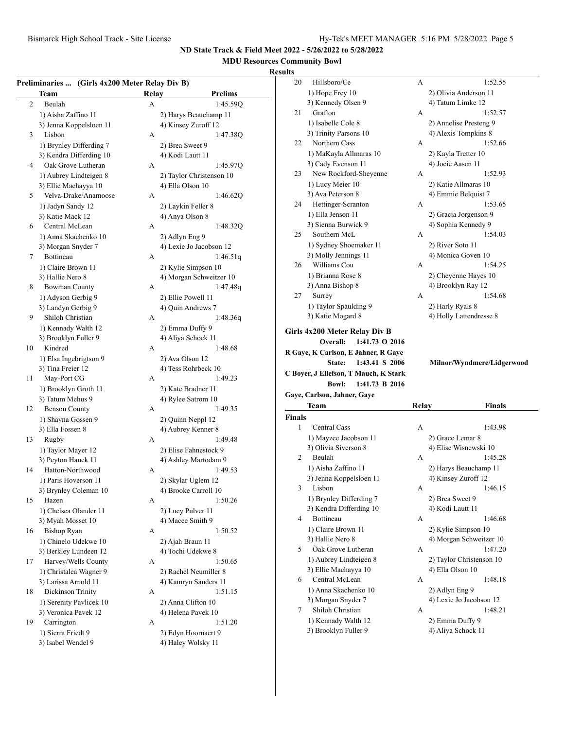## ND State Track & Field Meet 2022 - 5/26/2022 to 5/28/2022

### MDU Resources Community Bowl

### Results

**Preliminaries ... (Girls 4x200 Meter Relay Div B)**

| | Team | Relay | Prelims |
|---|---|---|---|
| 2 | Beulah | A | 1:45.59Q |
| | 1) Aisha Zaffino 11 | 2) Harys Beauchamp 11 | |
| | 3) Jenna Koppelsloen 11 | 4) Kinsey Zuroff 12 | |
| 3 | Lisbon | A | 1:47.38Q |
| | 1) Brynley Differding 7 | 2) Brea Sweet 9 | |
| | 3) Kendra Differding 10 | 4) Kodi Lautt 11 | |
| 4 | Oak Grove Lutheran | A | 1:45.97Q |
| | 1) Aubrey Lindteigen 8 | 2) Taylor Christenson 10 | |
| | 3) Ellie Machayya 10 | 4) Ella Olson 10 | |
| 5 | Velva-Drake/Anamoose | A | 1:46.62Q |
| | 1) Jadyn Sandy 12 | 2) Laykin Feller 8 | |
| | 3) Katie Mack 12 | 4) Anya Olson 8 | |
| 6 | Central McLean | A | 1:48.32Q |
| | 1) Anna Skachenko 10 | 2) Adlyn Eng 9 | |
| | 3) Morgan Snyder 7 | 4) Lexie Jo Jacobson 12 | |
| 7 | Bottineau | A | 1:46.51q |
| | 1) Claire Brown 11 | 2) Kylie Simpson 10 | |
| | 3) Hallie Nero 8 | 4) Morgan Schweitzer 10 | |
| 8 | Bowman County | A | 1:47.48q |
| | 1) Adyson Gerbig 9 | 2) Ellie Powell 11 | |
| | 3) Landyn Gerbig 9 | 4) Quin Andrews 7 | |
| 9 | Shiloh Christian | A | 1:48.36q |
| | 1) Kennady Walth 12 | 2) Emma Duffy 9 | |
| | 3) Brooklyn Fuller 9 | 4) Aliya Schock 11 | |
| 10 | Kindred | A | 1:48.68 |
| | 1) Elsa Ingebrigtson 9 | 2) Ava Olson 12 | |
| | 3) Tina Freier 12 | 4) Tess Rohrbeck 10 | |
| 11 | May-Port CG | A | 1:49.23 |
| | 1) Brooklyn Groth 11 | 2) Kate Bradner 11 | |
| | 3) Tatum Mehus 9 | 4) Rylee Satrom 10 | |
| 12 | Benson County | A | 1:49.35 |
| | 1) Shayna Gossen 9 | 2) Quinn Neppl 12 | |
| | 3) Ella Fossen 8 | 4) Aubrey Kenner 8 | |
| 13 | Rugby | A | 1:49.48 |
| | 1) Taylor Mayer 12 | 2) Elise Fahnestock 9 | |
| | 3) Peyton Hauck 11 | 4) Ashley Martodam 9 | |
| 14 | Hatton-Northwood | A | 1:49.53 |
| | 1) Paris Hoverson 11 | 2) Skylar Uglem 12 | |
| | 3) Brynley Coleman 10 | 4) Brooke Carroll 10 | |
| 15 | Hazen | A | 1:50.26 |
| | 1) Chelsea Olander 11 | 2) Lucy Pulver 11 | |
| | 3) Myah Mosset 10 | 4) Macee Smith 9 | |
| 16 | Bishop Ryan | A | 1:50.52 |
| | 1) Chinelo Udekwe 10 | 2) Ajah Braun 11 | |
| | 3) Berkley Lundeen 12 | 4) Tochi Udekwe 8 | |
| 17 | Harvey/Wells County | A | 1:50.65 |
| | 1) Christalea Wagner 9 | 2) Rachel Neumiller 8 | |
| | 3) Larissa Arnold 11 | 4) Kamryn Sanders 11 | |
| 18 | Dickinson Trinity | A | 1:51.15 |
| | 1) Serenity Pavlicek 10 | 2) Anna Clifton 10 | |
| | 3) Veronica Pavek 12 | 4) Helena Pavek 10 | |
| 19 | Carrington | A | 1:51.20 |
| | 1) Sierra Friedt 9 | 2) Edyn Hoornaert 9 | |
| | 3) Isabel Wendel 9 | 4) Haley Wolsky 11 | |
| 20 | Hillsboro/Ce | A | 1:52.55 |
| | 1) Hope Frey 10 | 2) Olivia Anderson 11 | |
| | 3) Kennedy Olsen 9 | 4) Tatum Limke 12 | |
| 21 | Grafton | A | 1:52.57 |
| | 1) Isabelle Cole 8 | 2) Annelise Presteng 9 | |
| | 3) Trinity Parsons 10 | 4) Alexis Tompkins 8 | |
| 22 | Northern Cass | A | 1:52.66 |
| | 1) MaKayla Allmaras 10 | 2) Kayla Tretter 10 | |
| | 3) Cady Evenson 11 | 4) Jocie Aasen 11 | |
| 23 | New Rockford-Sheyenne | A | 1:52.93 |
| | 1) Lucy Meier 10 | 2) Katie Allmaras 10 | |
| | 3) Ava Peterson 8 | 4) Emmie Belquist 7 | |
| 24 | Hettinger-Scranton | A | 1:53.65 |
| | 1) Ella Jenson 11 | 2) Gracia Jorgenson 9 | |
| | 3) Sienna Burwick 9 | 4) Sophia Kennedy 9 | |
| 25 | Southern McL | A | 1:54.03 |
| | 1) Sydney Shoemaker 11 | 2) River Soto 11 | |
| | 3) Molly Jennings 11 | 4) Monica Goven 10 | |
| 26 | Williams Cou | A | 1:54.25 |
| | 1) Brianna Rose 8 | 2) Cheyenne Hayes 10 | |
| | 3) Anna Bishop 8 | 4) Brooklyn Ray 12 | |
| 27 | Surrey | A | 1:54.68 |
| | 1) Taylor Spaulding 9 | 2) Harly Ryals 8 | |
| | 3) Katie Mogard 8 | 4) Holly Lattendresse 8 | |

**Girls 4x200 Meter Relay Div B**

**Overall: 1:41.73 O 2016**
**R Gaye, K Carlson, E Jahner, R Gaye**
**State: 1:43.41 S 2006 Milnor/Wyndmere/Lidgerwood**
**C Boyer, J Ellefson, T Mauch, K Stark**
**Bowl: 1:41.73 B 2016**
**Gaye, Carlson, Jahner, Gaye**

**Finals**

| | Team | Relay | Finals |
|---|---|---|---|
| 1 | Central Cass | A | 1:43.98 |
| | 1) Mayzee Jacobson 11 | 2) Grace Lemar 8 | |
| | 3) Olivia Siverson 8 | 4) Elise Wisnewski 10 | |
| 2 | Beulah | A | 1:45.28 |
| | 1) Aisha Zaffino 11 | 2) Harys Beauchamp 11 | |
| | 3) Jenna Koppelsloen 11 | 4) Kinsey Zuroff 12 | |
| 3 | Lisbon | A | 1:46.15 |
| | 1) Brynley Differding 7 | 2) Brea Sweet 9 | |
| | 3) Kendra Differding 10 | 4) Kodi Lautt 11 | |
| 4 | Bottineau | A | 1:46.68 |
| | 1) Claire Brown 11 | 2) Kylie Simpson 10 | |
| | 3) Hallie Nero 8 | 4) Morgan Schweitzer 10 | |
| 5 | Oak Grove Lutheran | A | 1:47.20 |
| | 1) Aubrey Lindteigen 8 | 2) Taylor Christenson 10 | |
| | 3) Ellie Machayya 10 | 4) Ella Olson 10 | |
| 6 | Central McLean | A | 1:48.18 |
| | 1) Anna Skachenko 10 | 2) Adlyn Eng 9 | |
| | 3) Morgan Snyder 7 | 4) Lexie Jo Jacobson 12 | |
| 7 | Shiloh Christian | A | 1:48.21 |
| | 1) Kennady Walth 12 | 2) Emma Duffy 9 | |
| | 3) Brooklyn Fuller 9 | 4) Aliya Schock 11 | |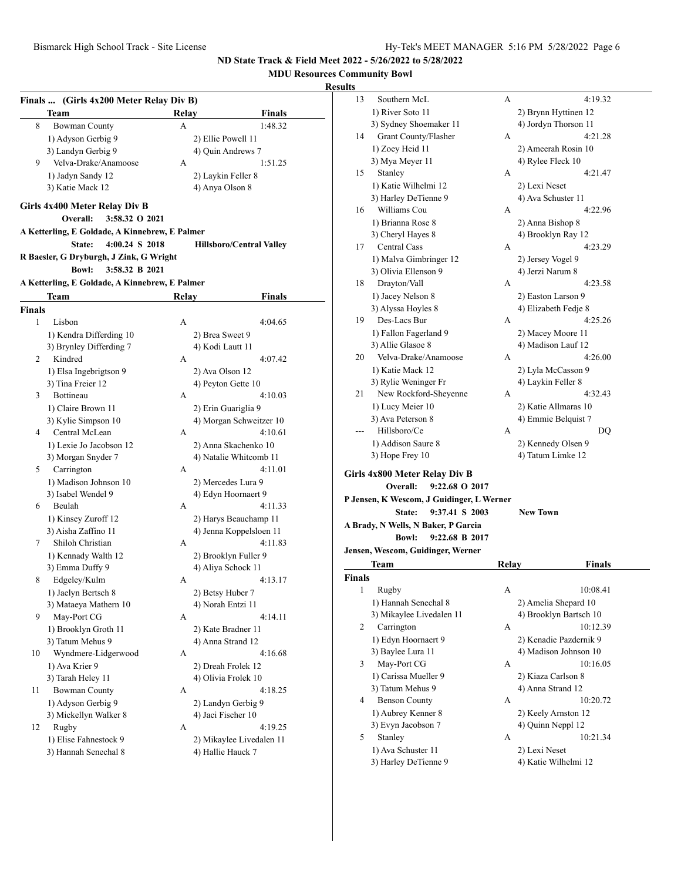ND State Track & Field Meet 2022 - 5/26/2022 to 5/28/2022

MDU Resources Community Bowl

Results

### Finals ... (Girls 4x200 Meter Relay Div B)

| | Team | Relay | Finals |
|---|---|---|---|
| 8 | Bowman County | A | 1:48.32 |
| | 1) Adyson Gerbig 9 | 2) Ellie Powell 11 | |
| | 3) Landyn Gerbig 9 | 4) Quin Andrews 7 | |
| 9 | Velva-Drake/Anamoose | A | 1:51.25 |
| | 1) Jadyn Sandy 12 | 2) Laykin Feller 8 | |
| | 3) Katie Mack 12 | 4) Anya Olson 8 | |

### Girls 4x400 Meter Relay Div B

**Overall: 3:58.32 O 2021**

**A Ketterling, E Goldade, A Kinnebrew, E Palmer**

**State: 4:00.24 S 2018 Hillsboro/Central Valley**

**R Baesler, G Dryburgh, J Zink, G Wright**

**Bowl: 3:58.32 B 2021**

**A Ketterling, E Goldade, A Kinnebrew, E Palmer**

| | Team | Relay | Finals |
|---|---|---|---|
| **Finals** | | | |
| 1 | Lisbon | A | 4:04.65 |
| | 1) Kendra Differding 10 | 2) Brea Sweet 9 | |
| | 3) Brynley Differding 7 | 4) Kodi Lautt 11 | |
| 2 | Kindred | A | 4:07.42 |
| | 1) Elsa Ingebrigtson 9 | 2) Ava Olson 12 | |
| | 3) Tina Freier 12 | 4) Peyton Gette 10 | |
| 3 | Bottineau | A | 4:10.03 |
| | 1) Claire Brown 11 | 2) Erin Guariglia 9 | |
| | 3) Kylie Simpson 10 | 4) Morgan Schweitzer 10 | |
| 4 | Central McLean | A | 4:10.61 |
| | 1) Lexie Jo Jacobson 12 | 2) Anna Skachenko 10 | |
| | 3) Morgan Snyder 7 | 4) Natalie Whitcomb 11 | |
| 5 | Carrington | A | 4:11.01 |
| | 1) Madison Johnson 10 | 2) Mercedes Lura 9 | |
| | 3) Isabel Wendel 9 | 4) Edyn Hoornaert 9 | |
| 6 | Beulah | A | 4:11.33 |
| | 1) Kinsey Zuroff 12 | 2) Harys Beauchamp 11 | |
| | 3) Aisha Zaffino 11 | 4) Jenna Koppelsloen 11 | |
| 7 | Shiloh Christian | A | 4:11.83 |
| | 1) Kennady Walth 12 | 2) Brooklyn Fuller 9 | |
| | 3) Emma Duffy 9 | 4) Aliya Schock 11 | |
| 8 | Edgeley/Kulm | A | 4:13.17 |
| | 1) Jaelyn Bertsch 8 | 2) Betsy Huber 7 | |
| | 3) Mataeya Mathern 10 | 4) Norah Entzi 11 | |
| 9 | May-Port CG | A | 4:14.11 |
| | 1) Brooklyn Groth 11 | 2) Kate Bradner 11 | |
| | 3) Tatum Mehus 9 | 4) Anna Strand 12 | |
| 10 | Wyndmere-Lidgerwood | A | 4:16.68 |
| | 1) Ava Krier 9 | 2) Dreah Frolek 12 | |
| | 3) Tarah Heley 11 | 4) Olivia Frolek 10 | |
| 11 | Bowman County | A | 4:18.25 |
| | 1) Adyson Gerbig 9 | 2) Landyn Gerbig 9 | |
| | 3) Mickellyn Walker 8 | 4) Jaci Fischer 10 | |
| 12 | Rugby | A | 4:19.25 |
| | 1) Elise Fahnestock 9 | 2) Mikaylee Livedalen 11 | |
| | 3) Hannah Senechal 8 | 4) Hallie Hauck 7 | |
| 13 | Southern McL | A | 4:19.32 |
| | 1) River Soto 11 | 2) Brynn Hyttinen 12 | |
| | 3) Sydney Shoemaker 11 | 4) Jordyn Thorson 11 | |
| 14 | Grant County/Flasher | A | 4:21.28 |
| | 1) Zoey Heid 11 | 2) Ameerah Rosin 10 | |
| | 3) Mya Meyer 11 | 4) Rylee Fleck 10 | |
| 15 | Stanley | A | 4:21.47 |
| | 1) Katie Wilhelmi 12 | 2) Lexi Neset | |
| | 3) Harley DeTienne 9 | 4) Ava Schuster 11 | |
| 16 | Williams Cou | A | 4:22.96 |
| | 1) Brianna Rose 8 | 2) Anna Bishop 8 | |
| | 3) Cheryl Hayes 8 | 4) Brooklyn Ray 12 | |
| 17 | Central Cass | A | 4:23.29 |
| | 1) Malva Gimbringer 12 | 2) Jersey Vogel 9 | |
| | 3) Olivia Ellenson 9 | 4) Jerzi Narum 8 | |
| 18 | Drayton/Vall | A | 4:23.58 |
| | 1) Jacey Nelson 8 | 2) Easton Larson 9 | |
| | 3) Alyssa Hoyles 8 | 4) Elizabeth Fedje 8 | |
| 19 | Des-Lacs Bur | A | 4:25.26 |
| | 1) Fallon Fagerland 9 | 2) Macey Moore 11 | |
| | 3) Allie Glasoe 8 | 4) Madison Lauf 12 | |
| 20 | Velva-Drake/Anamoose | A | 4:26.00 |
| | 1) Katie Mack 12 | 2) Lyla McCasson 9 | |
| | 3) Rylie Weninger Fr | 4) Laykin Feller 8 | |
| 21 | New Rockford-Sheyenne | A | 4:32.43 |
| | 1) Lucy Meier 10 | 2) Katie Allmaras 10 | |
| | 3) Ava Peterson 8 | 4) Emmie Belquist 7 | |
| --- | Hillsboro/Ce | A | DQ |
| | 1) Addison Saure 8 | 2) Kennedy Olsen 9 | |
| | 3) Hope Frey 10 | 4) Tatum Limke 12 | |

### Girls 4x800 Meter Relay Div B

**Overall: 9:22.68 O 2017**

**P Jensen, K Wescom, J Guidinger, L Werner**

**State: 9:37.41 S 2003 New Town**

**A Brady, N Wells, N Baker, P Garcia**

**Bowl: 9:22.68 B 2017**

**Jensen, Wescom, Guidinger, Werner**

| | Team | Relay | Finals |
|---|---|---|---|
| **Finals** | | | |
| 1 | Rugby | A | 10:08.41 |
| | 1) Hannah Senechal 8 | 2) Amelia Shepard 10 | |
| | 3) Mikaylee Livedalen 11 | 4) Brooklyn Bartsch 10 | |
| 2 | Carrington | A | 10:12.39 |
| | 1) Edyn Hoornaert 9 | 2) Kenadie Pazdernik 9 | |
| | 3) Baylee Lura 11 | 4) Madison Johnson 10 | |
| 3 | May-Port CG | A | 10:16.05 |
| | 1) Carissa Mueller 9 | 2) Kiaza Carlson 8 | |
| | 3) Tatum Mehus 9 | 4) Anna Strand 12 | |
| 4 | Benson County | A | 10:20.72 |
| | 1) Aubrey Kenner 8 | 2) Keely Arnston 12 | |
| | 3) Evyn Jacobson 7 | 4) Quinn Neppl 12 | |
| 5 | Stanley | A | 10:21.34 |
| | 1) Ava Schuster 11 | 2) Lexi Neset | |
| | 3) Harley DeTienne 9 | 4) Katie Wilhelmi 12 | |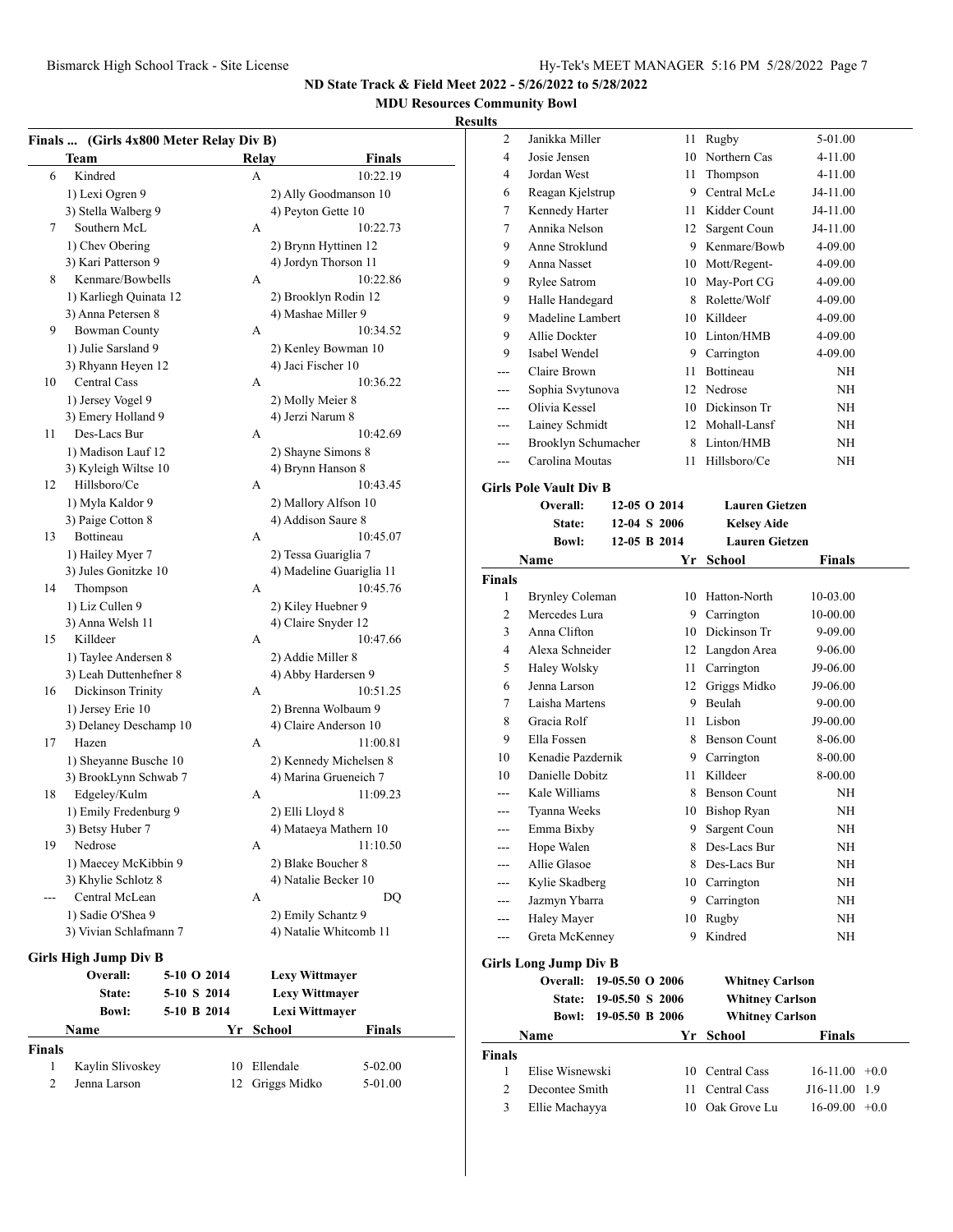ND State Track & Field Meet 2022 - 5/26/2022 to 5/28/2022

MDU Resources Community Bowl

**Results**

## Finals ... (Girls 4x800 Meter Relay Div B)

| | Team | Relay | Finals |
|---|---|---|---|
| 6 | Kindred | A | 10:22.19 |
| | 1) Lexi Ogren 9 | 2) Ally Goodmanson 10 | |
| | 3) Stella Walberg 9 | 4) Peyton Gette 10 | |
| 7 | Southern McL | A | 10:22.73 |
| | 1) Chev Obering | 2) Brynn Hyttinen 12 | |
| | 3) Kari Patterson 9 | 4) Jordyn Thorson 11 | |
| 8 | Kenmare/Bowbells | A | 10:22.86 |
| | 1) Karliegh Quinata 12 | 2) Brooklyn Rodin 12 | |
| | 3) Anna Petersen 8 | 4) Mashae Miller 9 | |
| 9 | Bowman County | A | 10:34.52 |
| | 1) Julie Sarsland 9 | 2) Kenley Bowman 10 | |
| | 3) Rhyann Heyen 12 | 4) Jaci Fischer 10 | |
| 10 | Central Cass | A | 10:36.22 |
| | 1) Jersey Vogel 9 | 2) Molly Meier 8 | |
| | 3) Emery Holland 9 | 4) Jerzi Narum 8 | |
| 11 | Des-Lacs Bur | A | 10:42.69 |
| | 1) Madison Lauf 12 | 2) Shayne Simons 8 | |
| | 3) Kyleigh Wiltse 10 | 4) Brynn Hanson 8 | |
| 12 | Hillsboro/Ce | A | 10:43.45 |
| | 1) Myla Kaldor 9 | 2) Mallory Alfson 10 | |
| | 3) Paige Cotton 8 | 4) Addison Saure 8 | |
| 13 | Bottineau | A | 10:45.07 |
| | 1) Hailey Myer 7 | 2) Tessa Guariglia 7 | |
| | 3) Jules Gonitzke 10 | 4) Madeline Guariglia 11 | |
| 14 | Thompson | A | 10:45.76 |
| | 1) Liz Cullen 9 | 2) Kiley Huebner 9 | |
| | 3) Anna Welsh 11 | 4) Claire Snyder 12 | |
| 15 | Killdeer | A | 10:47.66 |
| | 1) Taylee Andersen 8 | 2) Addie Miller 8 | |
| | 3) Leah Duttenhefner 8 | 4) Abby Hardersen 9 | |
| 16 | Dickinson Trinity | A | 10:51.25 |
| | 1) Jersey Erie 10 | 2) Brenna Wolbaum 9 | |
| | 3) Delaney Deschamp 10 | 4) Claire Anderson 10 | |
| 17 | Hazen | A | 11:00.81 |
| | 1) Sheyanne Busche 10 | 2) Kennedy Michelsen 8 | |
| | 3) BrookLynn Schwab 7 | 4) Marina Grueneich 7 | |
| 18 | Edgeley/Kulm | A | 11:09.23 |
| | 1) Emily Fredenburg 9 | 2) Elli Lloyd 8 | |
| | 3) Betsy Huber 7 | 4) Mataeya Mathern 10 | |
| 19 | Nedrose | A | 11:10.50 |
| | 1) Maecey McKibbin 9 | 2) Blake Boucher 8 | |
| | 3) Khylie Schlotz 8 | 4) Natalie Becker 10 | |
| --- | Central McLean | A | DQ |
| | 1) Sadie O'Shea 9 | 2) Emily Schantz 9 | |
| | 3) Vivian Schlafmann 7 | 4) Natalie Whitcomb 11 | |

## Girls High Jump Div B

| | | | |
|---|---|---|---|
| Overall: | 5-10 O 2014 | Lexy Wittmayer | |
| State: | 5-10 S 2014 | Lexy Wittmayer | |
| Bowl: | 5-10 B 2014 | Lexi Wittmayer | |

| | Name | Yr | School | Finals |
|---|---|---|---|---|
| **Finals** | | | | |
| 1 | Kaylin Slivoskey | 10 | Ellendale | 5-02.00 |
| 2 | Jenna Larson | 12 | Griggs Midko | 5-01.00 |
| 2 | Janikka Miller | 11 | Rugby | 5-01.00 |
| 4 | Josie Jensen | 10 | Northern Cas | 4-11.00 |
| 4 | Jordan West | 11 | Thompson | 4-11.00 |
| 6 | Reagan Kjelstrup | 9 | Central McLe | J4-11.00 |
| 7 | Kennedy Harter | 11 | Kidder Count | J4-11.00 |
| 7 | Annika Nelson | 12 | Sargent Coun | J4-11.00 |
| 9 | Anne Stroklund | 9 | Kenmare/Bowb | 4-09.00 |
| 9 | Anna Nasset | 10 | Mott/Regent- | 4-09.00 |
| 9 | Rylee Satrom | 10 | May-Port CG | 4-09.00 |
| 9 | Halle Handegard | 8 | Rolette/Wolf | 4-09.00 |
| 9 | Madeline Lambert | 10 | Killdeer | 4-09.00 |
| 9 | Allie Dockter | 10 | Linton/HMB | 4-09.00 |
| 9 | Isabel Wendel | 9 | Carrington | 4-09.00 |
| --- | Claire Brown | 11 | Bottineau | NH |
| --- | Sophia Svytunova | 12 | Nedrose | NH |
| --- | Olivia Kessel | 10 | Dickinson Tr | NH |
| --- | Lainey Schmidt | 12 | Mohall-Lansf | NH |
| --- | Brooklyn Schumacher | 8 | Linton/HMB | NH |
| --- | Carolina Moutas | 11 | Hillsboro/Ce | NH |

## Girls Pole Vault Div B

| | | | |
|---|---|---|---|
| Overall: | 12-05 O 2014 | Lauren Gietzen | |
| State: | 12-04 S 2006 | Kelsey Aide | |
| Bowl: | 12-05 B 2014 | Lauren Gietzen | |

| | Name | Yr | School | Finals |
|---|---|---|---|---|
| **Finals** | | | | |
| 1 | Brynley Coleman | 10 | Hatton-North | 10-03.00 |
| 2 | Mercedes Lura | 9 | Carrington | 10-00.00 |
| 3 | Anna Clifton | 10 | Dickinson Tr | 9-09.00 |
| 4 | Alexa Schneider | 12 | Langdon Area | 9-06.00 |
| 5 | Haley Wolsky | 11 | Carrington | J9-06.00 |
| 6 | Jenna Larson | 12 | Griggs Midko | J9-06.00 |
| 7 | Laisha Martens | 9 | Beulah | 9-00.00 |
| 8 | Gracia Rolf | 11 | Lisbon | J9-00.00 |
| 9 | Ella Fossen | 8 | Benson Count | 8-06.00 |
| 10 | Kenadie Pazdernik | 9 | Carrington | 8-00.00 |
| 10 | Danielle Dobitz | 11 | Killdeer | 8-00.00 |
| --- | Kale Williams | 8 | Benson Count | NH |
| --- | Tyanna Weeks | 10 | Bishop Ryan | NH |
| --- | Emma Bixby | 9 | Sargent Coun | NH |
| --- | Hope Walen | 8 | Des-Lacs Bur | NH |
| --- | Allie Glasoe | 8 | Des-Lacs Bur | NH |
| --- | Kylie Skadberg | 10 | Carrington | NH |
| --- | Jazmyn Ybarra | 9 | Carrington | NH |
| --- | Haley Mayer | 10 | Rugby | NH |
| --- | Greta McKenney | 9 | Kindred | NH |

## Girls Long Jump Div B

| | | | |
|---|---|---|---|
| Overall: | 19-05.50 O 2006 | Whitney Carlson | |
| State: | 19-05.50 S 2006 | Whitney Carlson | |
| Bowl: | 19-05.50 B 2006 | Whitney Carlson | |

| | Name | Yr | School | Finals | |
|---|---|---|---|---|---|
| **Finals** | | | | | |
| 1 | Elise Wisnewski | 10 | Central Cass | 16-11.00 | +0.0 |
| 2 | Decontee Smith | 11 | Central Cass | J16-11.00 | 1.9 |
| 3 | Ellie Machayya | 10 | Oak Grove Lu | 16-09.00 | +0.0 |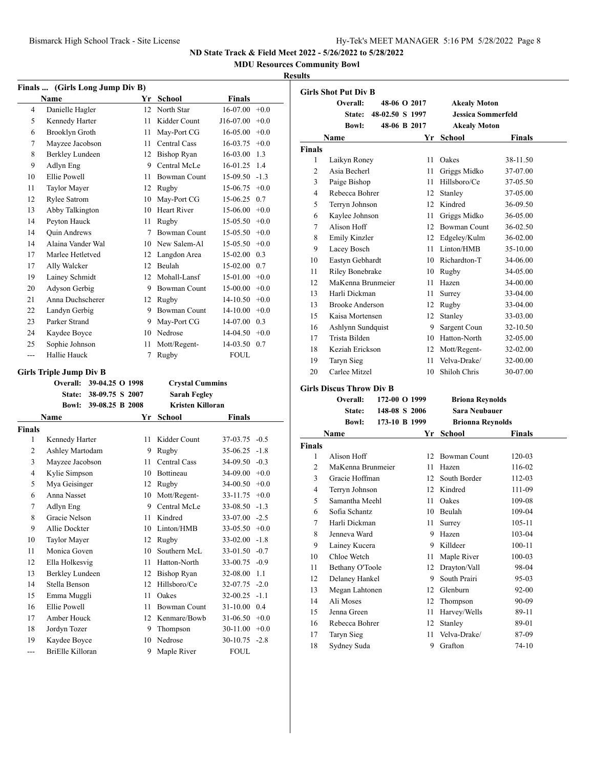ND State Track & Field Meet 2022 - 5/26/2022 to 5/28/2022

MDU Resources Community Bowl

**Results**

### Finals ... (Girls Long Jump Div B)

| | Name | Yr | School | Finals | |
|---|---|---|---|---|---|
| 4 | Danielle Hagler | 12 | North Star | 16-07.00 | +0.0 |
| 5 | Kennedy Harter | 11 | Kidder Count | J16-07.00 | +0.0 |
| 6 | Brooklyn Groth | 11 | May-Port CG | 16-05.00 | +0.0 |
| 7 | Mayzee Jacobson | 11 | Central Cass | 16-03.75 | +0.0 |
| 8 | Berkley Lundeen | 12 | Bishop Ryan | 16-03.00 | 1.3 |
| 9 | Adlyn Eng | 9 | Central McLe | 16-01.25 | 1.4 |
| 10 | Ellie Powell | 11 | Bowman Count | 15-09.50 | -1.3 |
| 11 | Taylor Mayer | 12 | Rugby | 15-06.75 | +0.0 |
| 12 | Rylee Satrom | 10 | May-Port CG | 15-06.25 | 0.7 |
| 13 | Abby Talkington | 10 | Heart River | 15-06.00 | +0.0 |
| 14 | Peyton Hauck | 11 | Rugby | 15-05.50 | +0.0 |
| 14 | Quin Andrews | 7 | Bowman Count | 15-05.50 | +0.0 |
| 14 | Alaina Vander Wal | 10 | New Salem-Al | 15-05.50 | +0.0 |
| 17 | Marlee Hetletved | 12 | Langdon Area | 15-02.00 | 0.3 |
| 17 | Ally Walcker | 12 | Beulah | 15-02.00 | 0.7 |
| 19 | Lainey Schmidt | 12 | Mohall-Lansf | 15-01.00 | +0.0 |
| 20 | Adyson Gerbig | 9 | Bowman Count | 15-00.00 | +0.0 |
| 21 | Anna Duchscherer | 12 | Rugby | 14-10.50 | +0.0 |
| 22 | Landyn Gerbig | 9 | Bowman Count | 14-10.00 | +0.0 |
| 23 | Parker Strand | 9 | May-Port CG | 14-07.00 | 0.3 |
| 24 | Kaydee Boyce | 10 | Nedrose | 14-04.50 | +0.0 |
| 25 | Sophie Johnson | 11 | Mott/Regent- | 14-03.50 | 0.7 |
| --- | Hallie Hauck | 7 | Rugby | FOUL | |

### Girls Triple Jump Div B

| | | | |
|---|---|---|---|
| Overall: | 39-04.25 | O 1998 | Crystal Cummins |
| State: | 38-09.75 | S 2007 | Sarah Fegley |
| Bowl: | 39-08.25 | B 2008 | Kristen Killoran |

**Finals**

| | Name | Yr | School | Finals | |
|---|---|---|---|---|---|
| 1 | Kennedy Harter | 11 | Kidder Count | 37-03.75 | -0.5 |
| 2 | Ashley Martodam | 9 | Rugby | 35-06.25 | -1.8 |
| 3 | Mayzee Jacobson | 11 | Central Cass | 34-09.50 | -0.3 |
| 4 | Kylie Simpson | 10 | Bottineau | 34-09.00 | +0.0 |
| 5 | Mya Geisinger | 12 | Rugby | 34-00.50 | +0.0 |
| 6 | Anna Nasset | 10 | Mott/Regent- | 33-11.75 | +0.0 |
| 7 | Adlyn Eng | 9 | Central McLe | 33-08.50 | -1.3 |
| 8 | Gracie Nelson | 11 | Kindred | 33-07.00 | -2.5 |
| 9 | Allie Dockter | 10 | Linton/HMB | 33-05.50 | +0.0 |
| 10 | Taylor Mayer | 12 | Rugby | 33-02.00 | -1.8 |
| 11 | Monica Goven | 10 | Southern McL | 33-01.50 | -0.7 |
| 12 | Ella Holkesvig | 11 | Hatton-North | 33-00.75 | -0.9 |
| 13 | Berkley Lundeen | 12 | Bishop Ryan | 32-08.00 | 1.1 |
| 14 | Stella Benson | 12 | Hillsboro/Ce | 32-07.75 | -2.0 |
| 15 | Emma Muggli | 11 | Oakes | 32-00.25 | -1.1 |
| 16 | Ellie Powell | 11 | Bowman Count | 31-10.00 | 0.4 |
| 17 | Amber Houck | 12 | Kenmare/Bowb | 31-06.50 | +0.0 |
| 18 | Jordyn Tozer | 9 | Thompson | 30-11.00 | +0.0 |
| 19 | Kaydee Boyce | 10 | Nedrose | 30-10.75 | -2.8 |
| --- | BriElle Killoran | 9 | Maple River | FOUL | |

### Girls Shot Put Div B

| | | | |
|---|---|---|---|
| Overall: | 48-06 | O 2017 | Akealy Moton |
| State: | 48-02.50 | S 1997 | Jessica Sommerfeld |
| Bowl: | 48-06 | B 2017 | Akealy Moton |

**Finals**

| | Name | Yr | School | Finals |
|---|---|---|---|---|
| 1 | Laikyn Roney | 11 | Oakes | 38-11.50 |
| 2 | Asia Becherl | 11 | Griggs Midko | 37-07.00 |
| 3 | Paige Bishop | 11 | Hillsboro/Ce | 37-05.50 |
| 4 | Rebecca Bohrer | 12 | Stanley | 37-05.00 |
| 5 | Terryn Johnson | 12 | Kindred | 36-09.50 |
| 6 | Kaylee Johnson | 11 | Griggs Midko | 36-05.00 |
| 7 | Alison Hoff | 12 | Bowman Count | 36-02.50 |
| 8 | Emily Kinzler | 12 | Edgeley/Kulm | 36-02.00 |
| 9 | Lacey Bosch | 11 | Linton/HMB | 35-10.00 |
| 10 | Eastyn Gebhardt | 10 | Richardton-T | 34-06.00 |
| 11 | Riley Bonebrake | 10 | Rugby | 34-05.00 |
| 12 | MaKenna Brunmeier | 11 | Hazen | 34-00.00 |
| 13 | Harli Dickman | 11 | Surrey | 33-04.00 |
| 13 | Brooke Anderson | 12 | Rugby | 33-04.00 |
| 15 | Kaisa Mortensen | 12 | Stanley | 33-03.00 |
| 16 | Ashlynn Sundquist | 9 | Sargent Coun | 32-10.50 |
| 17 | Trista Bilden | 10 | Hatton-North | 32-05.00 |
| 18 | Keziah Erickson | 12 | Mott/Regent- | 32-02.00 |
| 19 | Taryn Sieg | 11 | Velva-Drake/ | 32-00.00 |
| 20 | Carlee Mitzel | 10 | Shiloh Chris | 30-07.00 |

### Girls Discus Throw Div B

| | | | |
|---|---|---|---|
| Overall: | 172-00 | O 1999 | Briona Reynolds |
| State: | 148-08 | S 2006 | Sara Neubauer |
| Bowl: | 173-10 | B 1999 | Brionna Reynolds |

**Finals**

| | Name | Yr | School | Finals |
|---|---|---|---|---|
| 1 | Alison Hoff | 12 | Bowman Count | 120-03 |
| 2 | MaKenna Brunmeier | 11 | Hazen | 116-02 |
| 3 | Gracie Hoffman | 12 | South Border | 112-03 |
| 4 | Terryn Johnson | 12 | Kindred | 111-09 |
| 5 | Samantha Meehl | 11 | Oakes | 109-08 |
| 6 | Sofia Schantz | 10 | Beulah | 109-04 |
| 7 | Harli Dickman | 11 | Surrey | 105-11 |
| 8 | Jenneva Ward | 9 | Hazen | 103-04 |
| 9 | Lainey Kucera | 9 | Killdeer | 100-11 |
| 10 | Chloe Wetch | 11 | Maple River | 100-03 |
| 11 | Bethany O'Toole | 12 | Drayton/Vall | 98-04 |
| 12 | Delaney Hankel | 9 | South Prairi | 95-03 |
| 13 | Megan Lahtonen | 12 | Glenburn | 92-00 |
| 14 | Ali Moses | 12 | Thompson | 90-09 |
| 15 | Jenna Green | 11 | Harvey/Wells | 89-11 |
| 16 | Rebecca Bohrer | 12 | Stanley | 89-01 |
| 17 | Taryn Sieg | 11 | Velva-Drake/ | 87-09 |
| 18 | Sydney Suda | 9 | Grafton | 74-10 |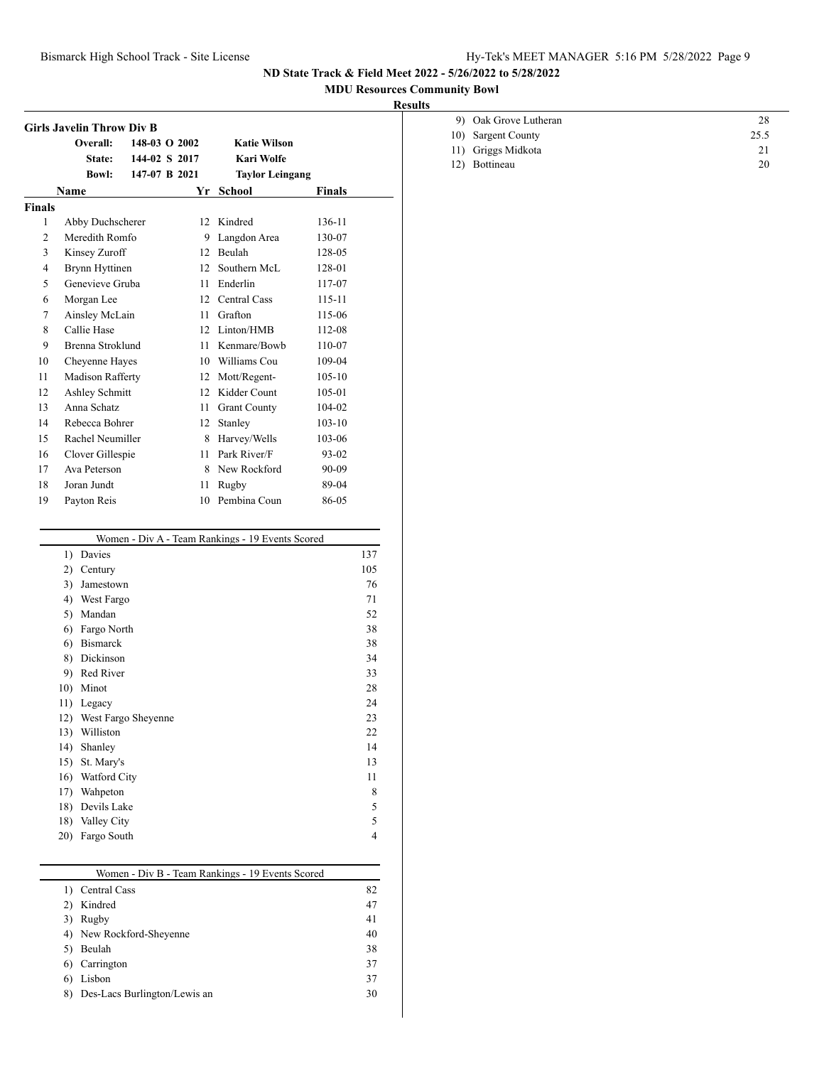**ND State Track & Field Meet 2022 - 5/26/2022 to 5/28/2022**

**MDU Resources Community Bowl**

**Results**

### Girls Javelin Throw Div B

| | | | |
|---|---|---|---|
| **Overall:** | 148-03 O 2002 | **Katie Wilson** | |
| **State:** | 144-02 S 2017 | **Kari Wolfe** | |
| **Bowl:** | 147-07 B 2021 | **Taylor Leingang** | |

| | Name | Yr | School | Finals |
|---|---|---|---|---|
| **Finals** | | | | |
| 1 | Abby Duchscherer | 12 | Kindred | 136-11 |
| 2 | Meredith Romfo | 9 | Langdon Area | 130-07 |
| 3 | Kinsey Zuroff | 12 | Beulah | 128-05 |
| 4 | Brynn Hyttinen | 12 | Southern McL | 128-01 |
| 5 | Genevieve Gruba | 11 | Enderlin | 117-07 |
| 6 | Morgan Lee | 12 | Central Cass | 115-11 |
| 7 | Ainsley McLain | 11 | Grafton | 115-06 |
| 8 | Callie Hase | 12 | Linton/HMB | 112-08 |
| 9 | Brenna Stroklund | 11 | Kenmare/Bowb | 110-07 |
| 10 | Cheyenne Hayes | 10 | Williams Cou | 109-04 |
| 11 | Madison Rafferty | 12 | Mott/Regent- | 105-10 |
| 12 | Ashley Schmitt | 12 | Kidder Count | 105-01 |
| 13 | Anna Schatz | 11 | Grant County | 104-02 |
| 14 | Rebecca Bohrer | 12 | Stanley | 103-10 |
| 15 | Rachel Neumiller | 8 | Harvey/Wells | 103-06 |
| 16 | Clover Gillespie | 11 | Park River/F | 93-02 |
| 17 | Ava Peterson | 8 | New Rockford | 90-09 |
| 18 | Joran Jundt | 11 | Rugby | 89-04 |
| 19 | Payton Reis | 10 | Pembina Coun | 86-05 |

### Women - Div A - Team Rankings - 19 Events Scored

| Rank | Team | Points |
|---|---|---|
| 1) | Davies | 137 |
| 2) | Century | 105 |
| 3) | Jamestown | 76 |
| 4) | West Fargo | 71 |
| 5) | Mandan | 52 |
| 6) | Fargo North | 38 |
| 6) | Bismarck | 38 |
| 8) | Dickinson | 34 |
| 9) | Red River | 33 |
| 10) | Minot | 28 |
| 11) | Legacy | 24 |
| 12) | West Fargo Sheyenne | 23 |
| 13) | Williston | 22 |
| 14) | Shanley | 14 |
| 15) | St. Mary's | 13 |
| 16) | Watford City | 11 |
| 17) | Wahpeton | 8 |
| 18) | Devils Lake | 5 |
| 18) | Valley City | 5 |
| 20) | Fargo South | 4 |

### Women - Div B - Team Rankings - 19 Events Scored

| Rank | Team | Points |
|---|---|---|
| 1) | Central Cass | 82 |
| 2) | Kindred | 47 |
| 3) | Rugby | 41 |
| 4) | New Rockford-Sheyenne | 40 |
| 5) | Beulah | 38 |
| 6) | Carrington | 37 |
| 6) | Lisbon | 37 |
| 8) | Des-Lacs Burlington/Lewis an | 30 |
| 9) | Oak Grove Lutheran | 28 |
| 10) | Sargent County | 25.5 |
| 11) | Griggs Midkota | 21 |
| 12) | Bottineau | 20 |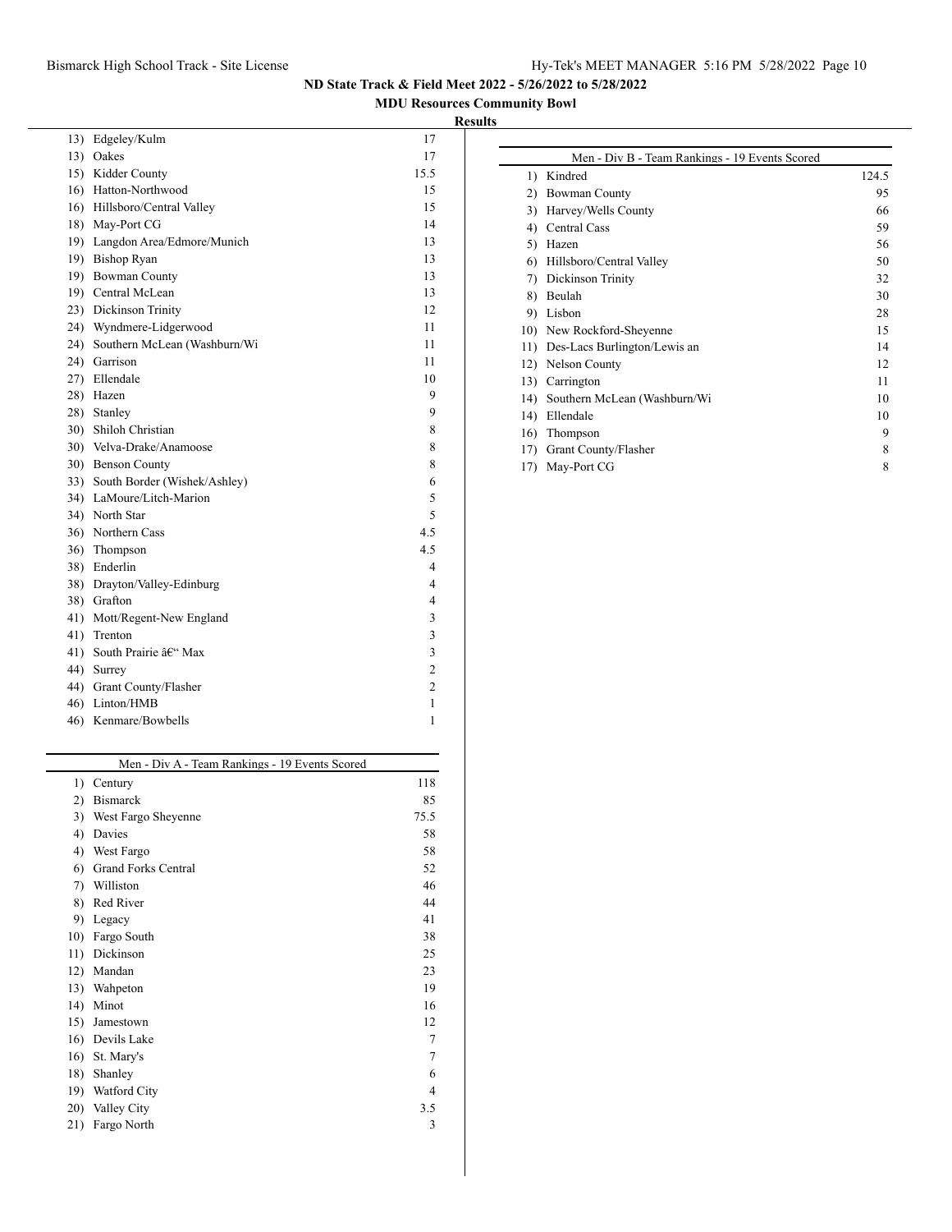## ND State Track & Field Meet 2022 - 5/26/2022 to 5/28/2022

### MDU Resources Community Bowl

**Results**

| Rank | Team | Points |
|---|---|---|
| 13) | Edgeley/Kulm | 17 |
| 13) | Oakes | 17 |
| 15) | Kidder County | 15.5 |
| 16) | Hatton-Northwood | 15 |
| 16) | Hillsboro/Central Valley | 15 |
| 18) | May-Port CG | 14 |
| 19) | Langdon Area/Edmore/Munich | 13 |
| 19) | Bishop Ryan | 13 |
| 19) | Bowman County | 13 |
| 19) | Central McLean | 13 |
| 23) | Dickinson Trinity | 12 |
| 24) | Wyndmere-Lidgerwood | 11 |
| 24) | Southern McLean (Washburn/Wi | 11 |
| 24) | Garrison | 11 |
| 27) | Ellendale | 10 |
| 28) | Hazen | 9 |
| 28) | Stanley | 9 |
| 30) | Shiloh Christian | 8 |
| 30) | Velva-Drake/Anamoose | 8 |
| 30) | Benson County | 8 |
| 33) | South Border (Wishek/Ashley) | 6 |
| 34) | LaMoure/Litch-Marion | 5 |
| 34) | North Star | 5 |
| 36) | Northern Cass | 4.5 |
| 36) | Thompson | 4.5 |
| 38) | Enderlin | 4 |
| 38) | Drayton/Valley-Edinburg | 4 |
| 38) | Grafton | 4 |
| 41) | Mott/Regent-New England | 3 |
| 41) | Trenton | 3 |
| 41) | South Prairie â€“ Max | 3 |
| 44) | Surrey | 2 |
| 44) | Grant County/Flasher | 2 |
| 46) | Linton/HMB | 1 |
| 46) | Kenmare/Bowbells | 1 |

**Men - Div A - Team Rankings - 19 Events Scored**

| Rank | Team | Points |
|---|---|---|
| 1) | Century | 118 |
| 2) | Bismarck | 85 |
| 3) | West Fargo Sheyenne | 75.5 |
| 4) | Davies | 58 |
| 4) | West Fargo | 58 |
| 6) | Grand Forks Central | 52 |
| 7) | Williston | 46 |
| 8) | Red River | 44 |
| 9) | Legacy | 41 |
| 10) | Fargo South | 38 |
| 11) | Dickinson | 25 |
| 12) | Mandan | 23 |
| 13) | Wahpeton | 19 |
| 14) | Minot | 16 |
| 15) | Jamestown | 12 |
| 16) | Devils Lake | 7 |
| 16) | St. Mary's | 7 |
| 18) | Shanley | 6 |
| 19) | Watford City | 4 |
| 20) | Valley City | 3.5 |
| 21) | Fargo North | 3 |

**Men - Div B - Team Rankings - 19 Events Scored**

| Rank | Team | Points |
|---|---|---|
| 1) | Kindred | 124.5 |
| 2) | Bowman County | 95 |
| 3) | Harvey/Wells County | 66 |
| 4) | Central Cass | 59 |
| 5) | Hazen | 56 |
| 6) | Hillsboro/Central Valley | 50 |
| 7) | Dickinson Trinity | 32 |
| 8) | Beulah | 30 |
| 9) | Lisbon | 28 |
| 10) | New Rockford-Sheyenne | 15 |
| 11) | Des-Lacs Burlington/Lewis an | 14 |
| 12) | Nelson County | 12 |
| 13) | Carrington | 11 |
| 14) | Southern McLean (Washburn/Wi | 10 |
| 14) | Ellendale | 10 |
| 16) | Thompson | 9 |
| 17) | Grant County/Flasher | 8 |
| 17) | May-Port CG | 8 |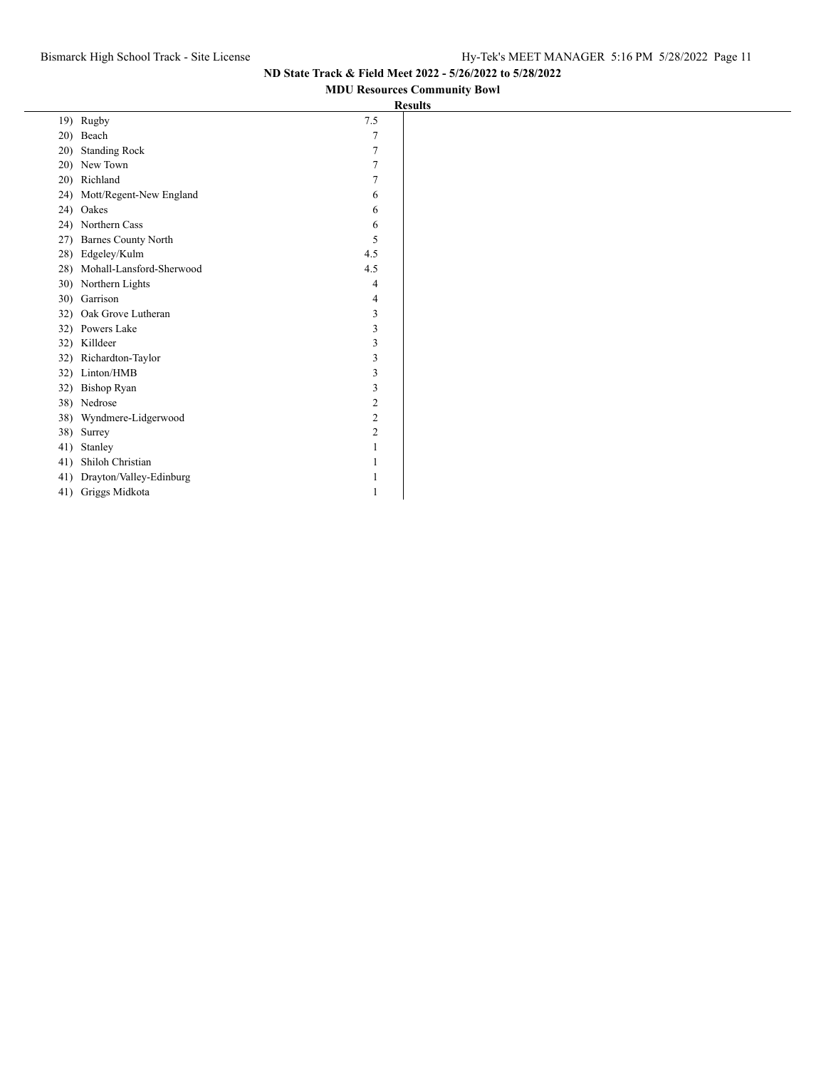**ND State Track & Field Meet 2022 - 5/26/2022 to 5/28/2022**

**MDU Resources Community Bowl**

**Results**

| | | |
|---|---|---|
| 19) | Rugby | 7.5 |
| 20) | Beach | 7 |
| 20) | Standing Rock | 7 |
| 20) | New Town | 7 |
| 20) | Richland | 7 |
| 24) | Mott/Regent-New England | 6 |
| 24) | Oakes | 6 |
| 24) | Northern Cass | 6 |
| 27) | Barnes County North | 5 |
| 28) | Edgeley/Kulm | 4.5 |
| 28) | Mohall-Lansford-Sherwood | 4.5 |
| 30) | Northern Lights | 4 |
| 30) | Garrison | 4 |
| 32) | Oak Grove Lutheran | 3 |
| 32) | Powers Lake | 3 |
| 32) | Killdeer | 3 |
| 32) | Richardton-Taylor | 3 |
| 32) | Linton/HMB | 3 |
| 32) | Bishop Ryan | 3 |
| 38) | Nedrose | 2 |
| 38) | Wyndmere-Lidgerwood | 2 |
| 38) | Surrey | 2 |
| 41) | Stanley | 1 |
| 41) | Shiloh Christian | 1 |
| 41) | Drayton/Valley-Edinburg | 1 |
| 41) | Griggs Midkota | 1 |